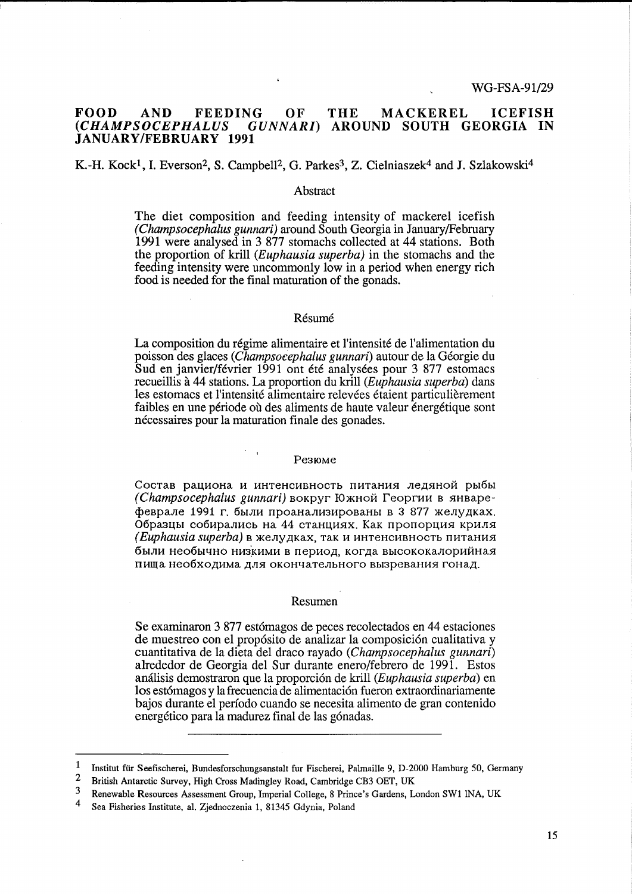WG-FSA-91/29

# FOOD AND FEEDING OF THE MACKEREL ICEFISH (*CHAMPSOCEPHALUS GUNNARI*) AROUND SOUTH GEORGIA IN JANUARY/FEBRUARY 1991

K.-H. Kock[1], I. Everson[2], S. Campbell[2], G. Parkes[3], Z. Cielniaszek[4] and J. Szlakowski[4]

## Abstract

The diet composition and feeding intensity of mackerel icefish (*Champsocephalus gunnari*) around South Georgia in January/February 1991 were analysed in 3 877 stomachs collected at 44 stations. Both the proportion of krill (*Euphausia superba*) in the stomachs and the feeding intensity were uncommonly low in a period when energy rich food is needed for the final maturation of the gonads.

## Résumé

La composition du régime alimentaire et l'intensité de l'alimentation du poisson des glaces (*Champsocephalus gunnari*) autour de la Géorgie du Sud en janvier/février 1991 ont été analysées pour 3 877 estomacs recueillis à 44 stations. La proportion du krill (*Euphausia superba*) dans les estomacs et l'intensité alimentaire relevées étaient particulièrement faibles en une période où des aliments de haute valeur énergétique sont nécessaires pour la maturation finale des gonades.

## Резюме

Состав рациона и интенсивность питания ледяной рыбы (*Champsocephalus gunnari*) вокруг Южной Георгии в январе-феврале 1991 г. были проанализированы в 3 877 желудках. Образцы собирались на 44 станциях. Как пропорция криля (*Euphausia superba*) в желудках, так и интенсивность питания были необычно низкими в период, когда высококалорийная пища необходима для окончательного вызревания гонад.

## Resumen

Se examinaron 3 877 estómagos de peces recolectados en 44 estaciones de muestreo con el propósito de analizar la composición cualitativa y cuantitativa de la dieta del draco rayado (*Champsocephalus gunnari*) alrededor de Georgia del Sur durante enero/febrero de 1991. Estos análisis demostraron que la proporción de krill (*Euphausia superba*) en los estómagos y la frecuencia de alimentación fueron extraordinariamente bajos durante el período cuando se necesita alimento de gran contenido energético para la madurez final de las gónadas.

---

[1] Institut für Seefischerei, Bundesforschungsanstalt fur Fischerei, Palmaille 9, D-2000 Hamburg 50, Germany

[2] British Antarctic Survey, High Cross Madingley Road, Cambridge CB3 OET, UK

[3] Renewable Resources Assessment Group, Imperial College, 8 Prince's Gardens, London SW1 1NA, UK

[4] Sea Fisheries Institute, al. Zjednoczenia 1, 81345 Gdynia, Poland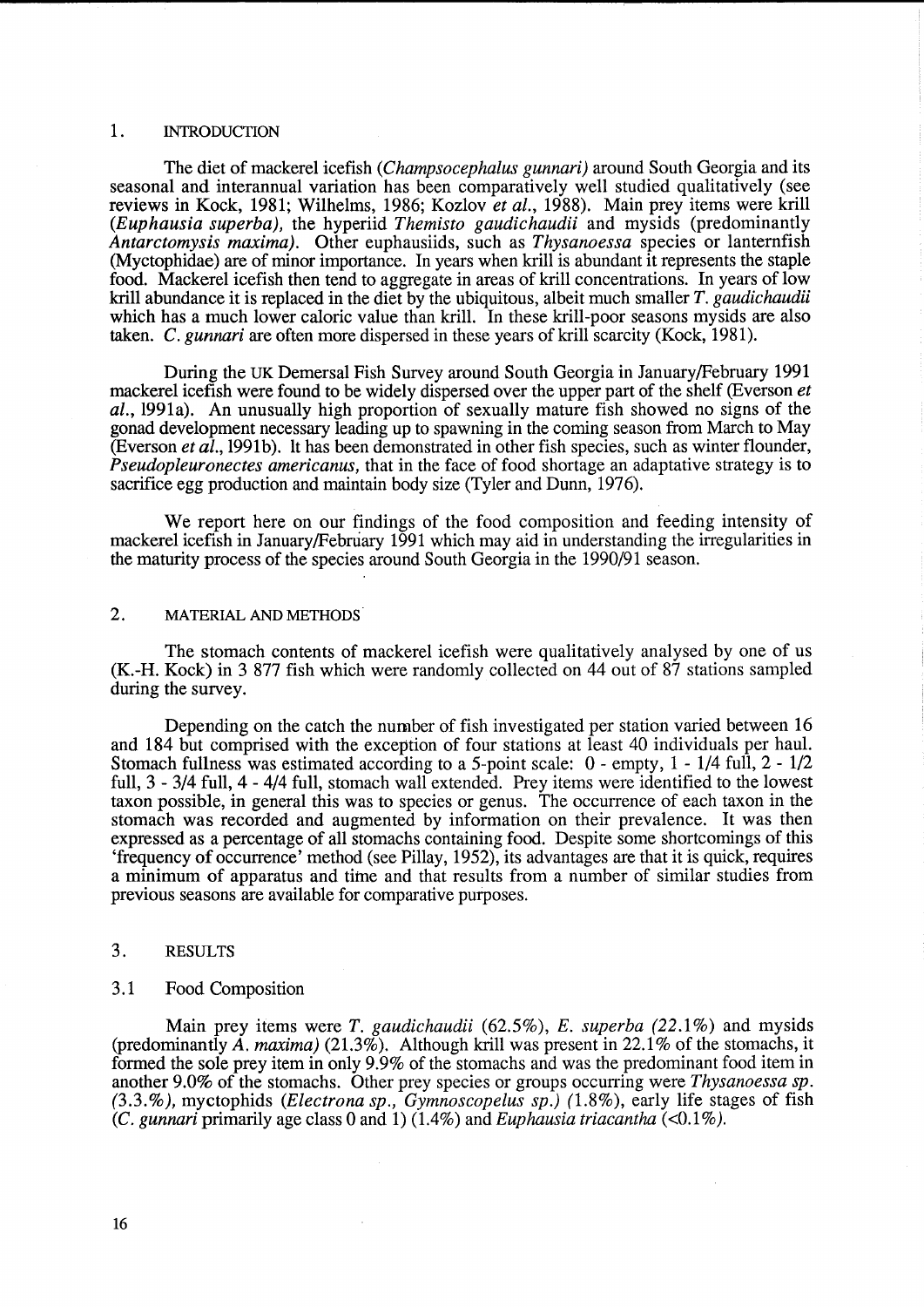## 1. INTRODUCTION

The diet of mackerel icefish (*Champsocephalus gunnari*) around South Georgia and its seasonal and interannual variation has been comparatively well studied qualitatively (see reviews in Kock, 1981; Wilhelms, 1986; Kozlov *et al.*, 1988). Main prey items were krill (*Euphausia superba*), the hyperiid *Themisto gaudichaudii* and mysids (predominantly *Antarctomysis maxima*). Other euphausiids, such as *Thysanoessa* species or lanternfish (Myctophidae) are of minor importance. In years when krill is abundant it represents the staple food. Mackerel icefish then tend to aggregate in areas of krill concentrations. In years of low krill abundance it is replaced in the diet by the ubiquitous, albeit much smaller *T. gaudichaudii* which has a much lower caloric value than krill. In these krill-poor seasons mysids are also taken. *C. gunnari* are often more dispersed in these years of krill scarcity (Kock, 1981).

During the UK Demersal Fish Survey around South Georgia in January/February 1991 mackerel icefish were found to be widely dispersed over the upper part of the shelf (Everson *et al.*, 1991a). An unusually high proportion of sexually mature fish showed no signs of the gonad development necessary leading up to spawning in the coming season from March to May (Everson *et al.*, 1991b). It has been demonstrated in other fish species, such as winter flounder, *Pseudopleuronectes americanus*, that in the face of food shortage an adaptative strategy is to sacrifice egg production and maintain body size (Tyler and Dunn, 1976).

We report here on our findings of the food composition and feeding intensity of mackerel icefish in January/February 1991 which may aid in understanding the irregularities in the maturity process of the species around South Georgia in the 1990/91 season.

## 2. MATERIAL AND METHODS

The stomach contents of mackerel icefish were qualitatively analysed by one of us (K.-H. Kock) in 3 877 fish which were randomly collected on 44 out of 87 stations sampled during the survey.

Depending on the catch the number of fish investigated per station varied between 16 and 184 but comprised with the exception of four stations at least 40 individuals per haul. Stomach fullness was estimated according to a 5-point scale: 0 - empty, 1 - 1/4 full, 2 - 1/2 full, 3 - 3/4 full, 4 - 4/4 full, stomach wall extended. Prey items were identified to the lowest taxon possible, in general this was to species or genus. The occurrence of each taxon in the stomach was recorded and augmented by information on their prevalence. It was then expressed as a percentage of all stomachs containing food. Despite some shortcomings of this 'frequency of occurrence' method (see Pillay, 1952), its advantages are that it is quick, requires a minimum of apparatus and time and that results from a number of similar studies from previous seasons are available for comparative purposes.

## 3. RESULTS

### 3.1 Food Composition

Main prey items were *T. gaudichaudii* (62.5%), *E. superba* (22.1%) and mysids (predominantly *A. maxima*) (21.3%). Although krill was present in 22.1% of the stomachs, it formed the sole prey item in only 9.9% of the stomachs and was the predominant food item in another 9.0% of the stomachs. Other prey species or groups occurring were *Thysanoessa sp.* (3.3.%), myctophids (*Electrona sp., Gymnoscopelus sp.*) (1.8%), early life stages of fish (*C. gunnari* primarily age class 0 and 1) (1.4%) and *Euphausia triacantha* (<0.1%).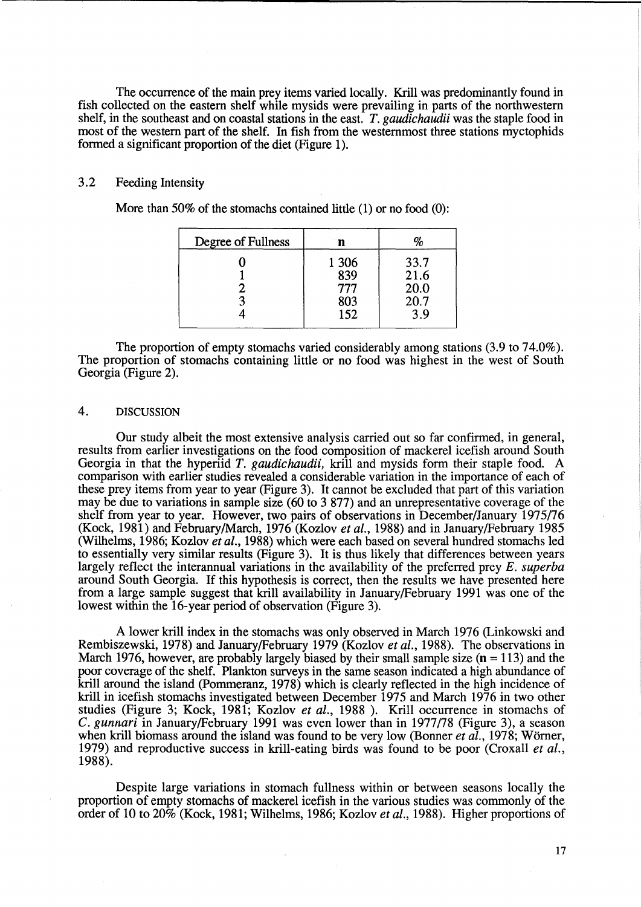The occurrence of the main prey items varied locally. Krill was predominantly found in fish collected on the eastern shelf while mysids were prevailing in parts of the northwestern shelf, in the southeast and on coastal stations in the east. *T. gaudichaudii* was the staple food in most of the western part of the shelf. In fish from the westernmost three stations myctophids formed a significant proportion of the diet (Figure 1).

### 3.2 Feeding Intensity

More than 50% of the stomachs contained little (1) or no food (0):

| Degree of Fullness | n | % |
|---|---|---|
| 0 | 1 306 | 33.7 |
| 1 | 839 | 21.6 |
| 2 | 777 | 20.0 |
| 3 | 803 | 20.7 |
| 4 | 152 | 3.9 |

The proportion of empty stomachs varied considerably among stations (3.9 to 74.0%). The proportion of stomachs containing little or no food was highest in the west of South Georgia (Figure 2).

## 4. DISCUSSION

Our study albeit the most extensive analysis carried out so far confirmed, in general, results from earlier investigations on the food composition of mackerel icefish around South Georgia in that the hyperiid *T. gaudichaudii*, krill and mysids form their staple food. A comparison with earlier studies revealed a considerable variation in the importance of each of these prey items from year to year (Figure 3). It cannot be excluded that part of this variation may be due to variations in sample size (60 to 3 877) and an unrepresentative coverage of the shelf from year to year. However, two pairs of observations in December/January 1975/76 (Kock, 1981) and February/March, 1976 (Kozlov *et al.*, 1988) and in January/February 1985 (Wilhelms, 1986; Kozlov *et al.*, 1988) which were each based on several hundred stomachs led to essentially very similar results (Figure 3). It is thus likely that differences between years largely reflect the interannual variations in the availability of the preferred prey *E. superba* around South Georgia. If this hypothesis is correct, then the results we have presented here from a large sample suggest that krill availability in January/February 1991 was one of the lowest within the 16-year period of observation (Figure 3).

A lower krill index in the stomachs was only observed in March 1976 (Linkowski and Rembiszewski, 1978) and January/February 1979 (Kozlov *et al.*, 1988). The observations in March 1976, however, are probably largely biased by their small sample size (n = 113) and the poor coverage of the shelf. Plankton surveys in the same season indicated a high abundance of krill around the island (Pommeranz, 1978) which is clearly reflected in the high incidence of krill in icefish stomachs investigated between December 1975 and March 1976 in two other studies (Figure 3; Kock, 1981; Kozlov *et al.*, 1988 ). Krill occurrence in stomachs of *C. gunnari* in January/February 1991 was even lower than in 1977/78 (Figure 3), a season when krill biomass around the island was found to be very low (Bonner *et al.*, 1978; Wörner, 1979) and reproductive success in krill-eating birds was found to be poor (Croxall *et al.*, 1988).

Despite large variations in stomach fullness within or between seasons locally the proportion of empty stomachs of mackerel icefish in the various studies was commonly of the order of 10 to 20% (Kock, 1981; Wilhelms, 1986; Kozlov *et al.*, 1988). Higher proportions of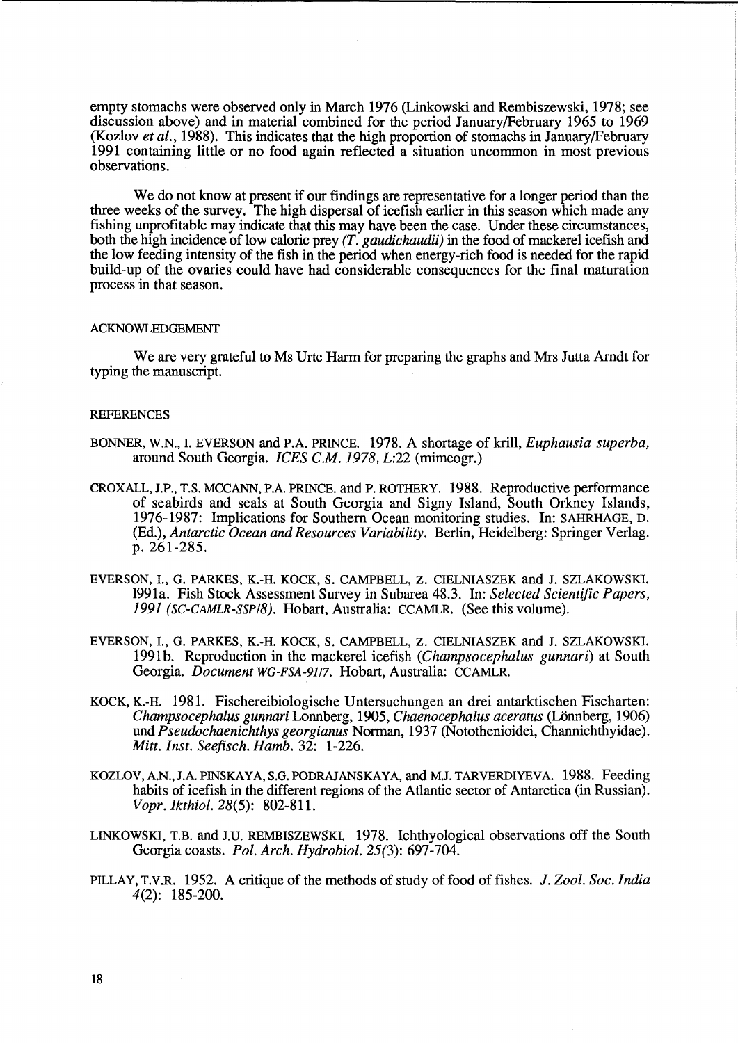empty stomachs were observed only in March 1976 (Linkowski and Rembiszewski, 1978; see discussion above) and in material combined for the period January/February 1965 to 1969 (Kozlov *et al.*, 1988). This indicates that the high proportion of stomachs in January/February 1991 containing little or no food again reflected a situation uncommon in most previous observations.

We do not know at present if our findings are representative for a longer period than the three weeks of the survey. The high dispersal of icefish earlier in this season which made any fishing unprofitable may indicate that this may have been the case. Under these circumstances, both the high incidence of low caloric prey *(T. gaudichaudii)* in the food of mackerel icefish and the low feeding intensity of the fish in the period when energy-rich food is needed for the rapid build-up of the ovaries could have had considerable consequences for the final maturation process in that season.

## ACKNOWLEDGEMENT

We are very grateful to Ms Urte Harm for preparing the graphs and Mrs Jutta Arndt for typing the manuscript.

## REFERENCES

BONNER, W.N., I. EVERSON and P.A. PRINCE. 1978. A shortage of krill, *Euphausia superba,* around South Georgia. *ICES C.M. 1978, L*:22 (mimeogr.)

CROXALL, J.P., T.S. MCCANN, P.A. PRINCE. and P. ROTHERY. 1988. Reproductive performance of seabirds and seals at South Georgia and Signy Island, South Orkney Islands, 1976-1987: Implications for Southern Ocean monitoring studies. In: SAHRHAGE, D. (Ed.), *Antarctic Ocean and Resources Variability*. Berlin, Heidelberg: Springer Verlag. p. 261-285.

EVERSON, I., G. PARKES, K.-H. KOCK, S. CAMPBELL, Z. CIELNIASZEK and J. SZLAKOWSKI. 1991a. Fish Stock Assessment Survey in Subarea 48.3. In: *Selected Scientific Papers, 1991 (SC-CAMLR-SSP/8)*. Hobart, Australia: CCAMLR. (See this volume).

EVERSON, I., G. PARKES, K.-H. KOCK, S. CAMPBELL, Z. CIELNIASZEK and J. SZLAKOWSKI. 1991b. Reproduction in the mackerel icefish (*Champsocephalus gunnari*) at South Georgia. *Document WG-FSA-91/7*. Hobart, Australia: CCAMLR.

KOCK, K.-H. 1981. Fischereibiologische Untersuchungen an drei antarktischen Fischarten: *Champsocephalus gunnari* Lonnberg, 1905, *Chaenocephalus aceratus* (Lönnberg, 1906) und *Pseudochaenichthys georgianus* Norman, 1937 (Notothenioidei, Channichthyidae). *Mitt. Inst. Seefisch. Hamb.* 32: 1-226.

KOZLOV, A.N., J.A. PINSKAYA, S.G. PODRAJANSKAYA, and M.J. TARVERDIYEVA. 1988. Feeding habits of icefish in the different regions of the Atlantic sector of Antarctica (in Russian). *Vopr. Ikthiol. 28*(5): 802-811.

LINKOWSKI, T.B. and J.U. REMBISZEWSKI. 1978. Ichthyological observations off the South Georgia coasts. *Pol. Arch. Hydrobiol. 25(*3): 697-704.

PILLAY, T.V.R. 1952. A critique of the methods of study of food of fishes. *J. Zool. Soc. India 4*(2): 185-200.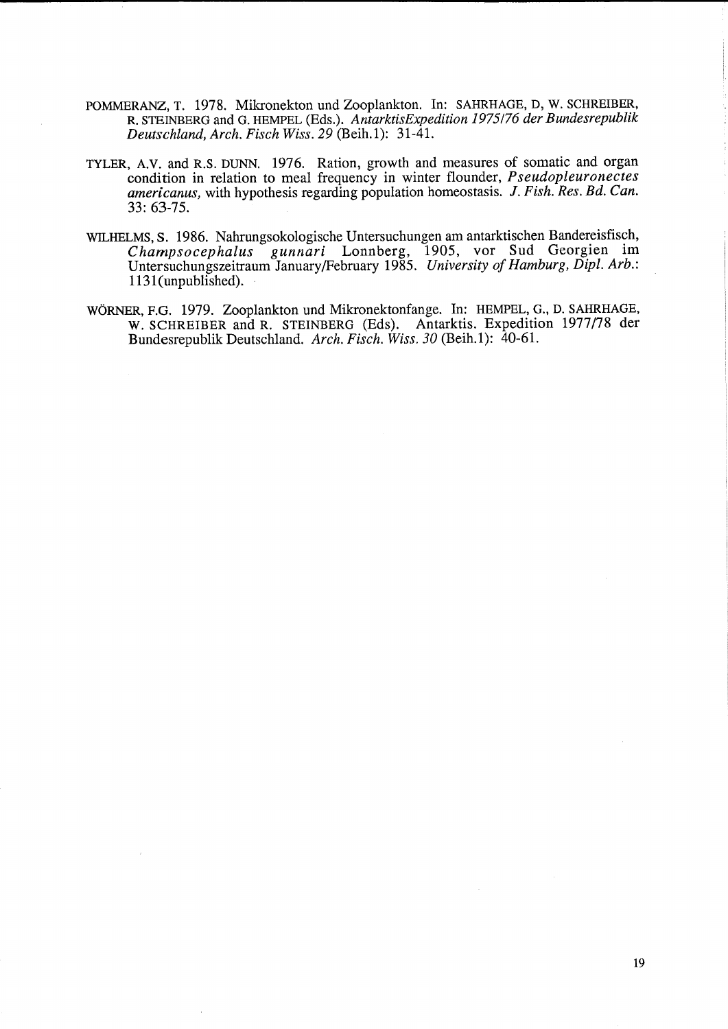POMMERANZ, T. 1978. Mikronekton und Zooplankton. In: SAHRHAGE, D, W. SCHREIBER, R. STEINBERG and G. HEMPEL (Eds.). *AntarktisExpedition 1975/76 der Bundesrepublik Deutschland, Arch. Fisch Wiss. 29* (Beih.1): 31-41.

TYLER, A.V. and R.S. DUNN. 1976. Ration, growth and measures of somatic and organ condition in relation to meal frequency in winter flounder, *Pseudopleuronectes americanus,* with hypothesis regarding population homeostasis. *J. Fish. Res. Bd. Can.* 33: 63-75.

WILHELMS, S. 1986. Nahrungsokologische Untersuchungen am antarktischen Bandereisfisch, *Champsocephalus gunnari* Lonnberg, 1905, vor Sud Georgien im Untersuchungszeitraum January/February 1985. *University of Hamburg, Dipl. Arb.*: 1131(unpublished).

WÖRNER, F.G. 1979. Zooplankton und Mikronektonfange. In: HEMPEL, G., D. SAHRHAGE, W. SCHREIBER and R. STEINBERG (Eds). Antarktis. Expedition 1977/78 der Bundesrepublik Deutschland. *Arch. Fisch. Wiss. 30* (Beih.1): 40-61.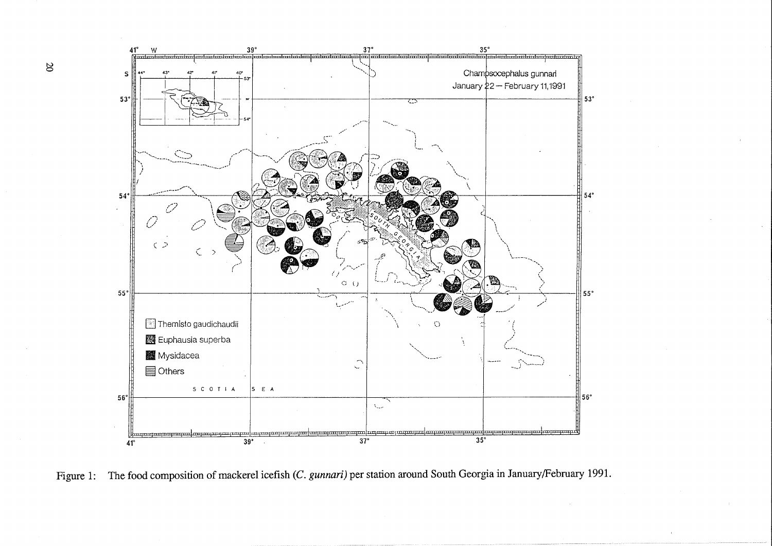Figure 1: The food composition of mackerel icefish (*C. gunnari*) per station around South Georgia in January/February 1991.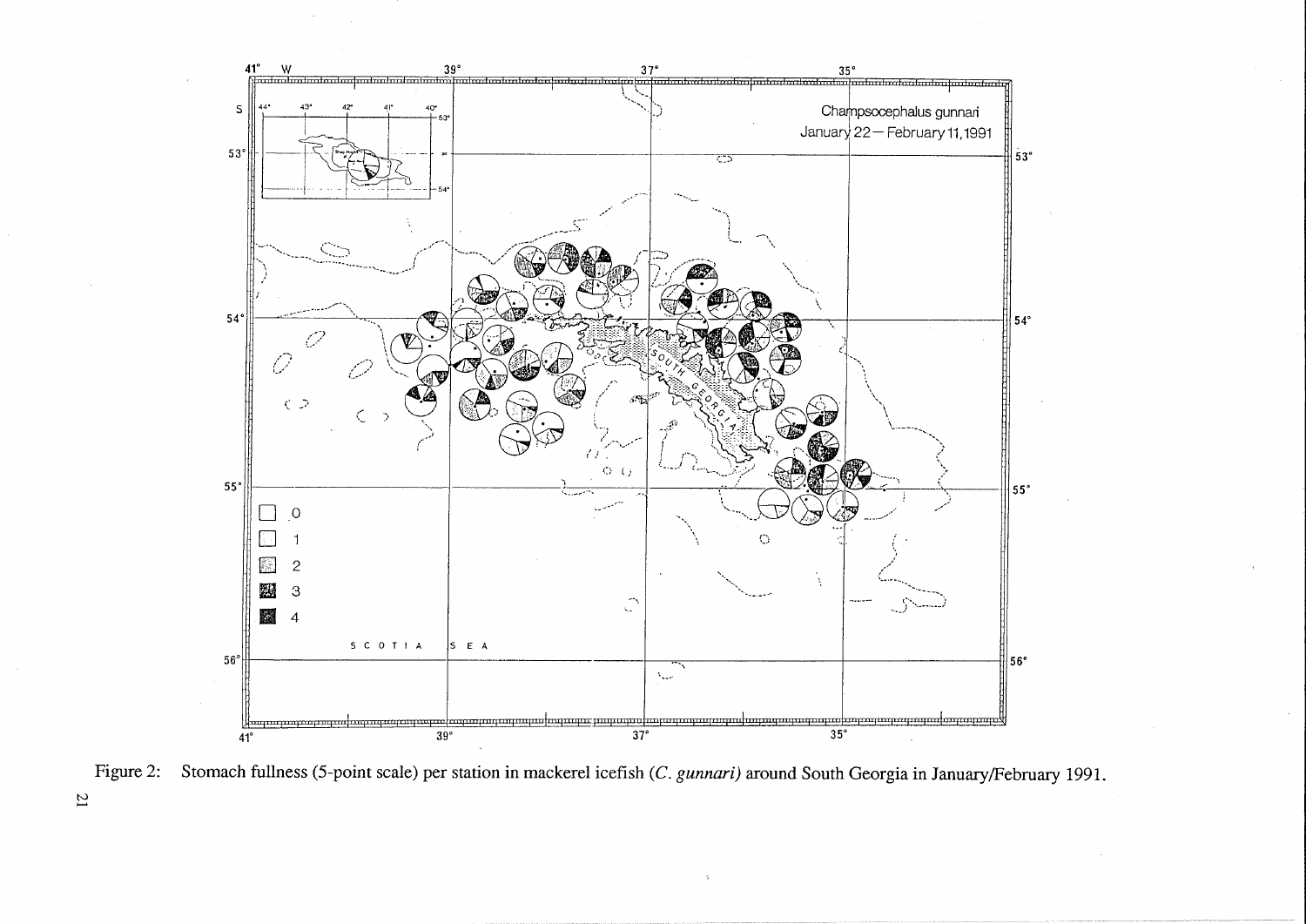Figure 2: Stomach fullness (5-point scale) per station in mackerel icefish (*C. gunnari*) around South Georgia in January/February 1991.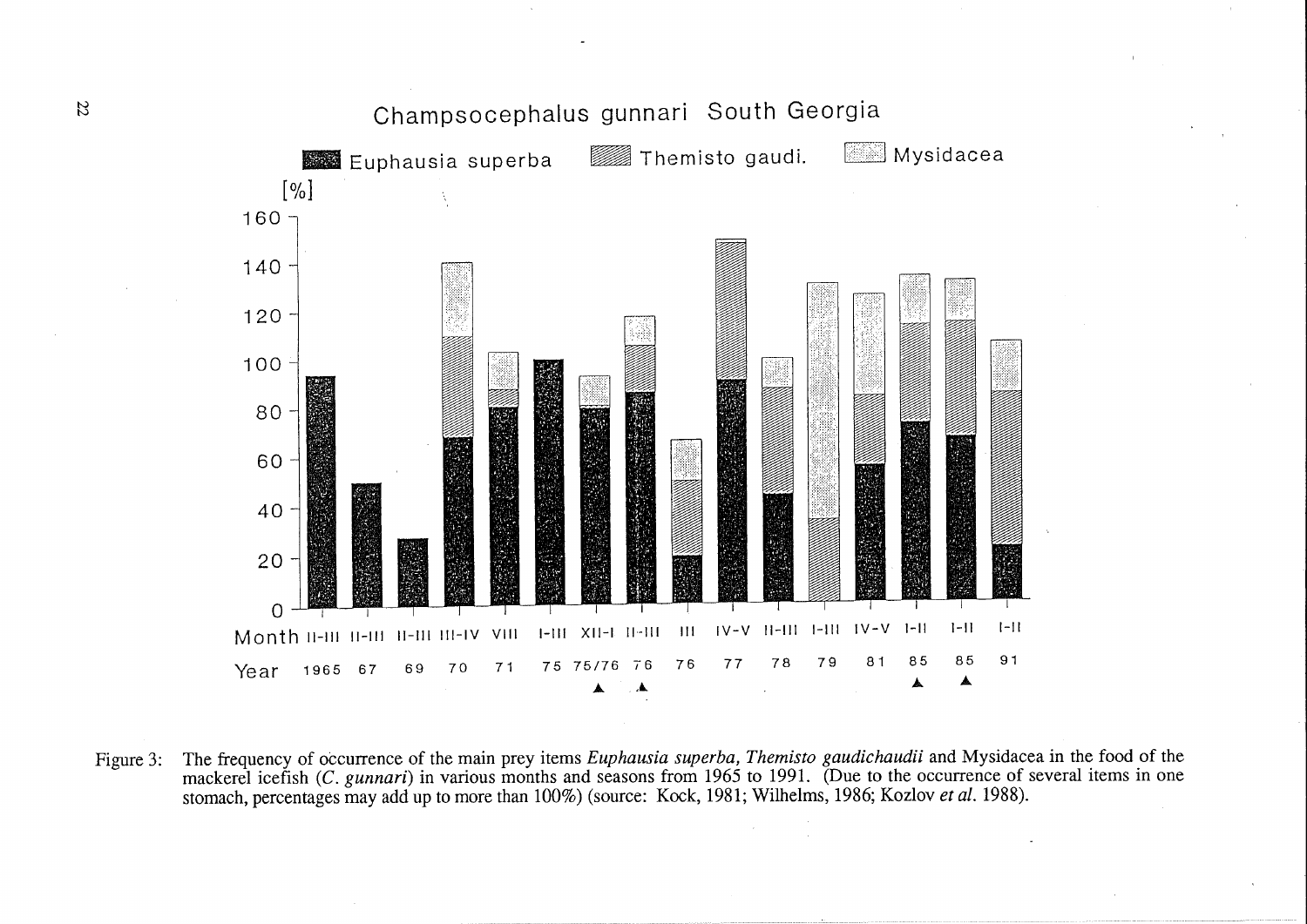Figure 3: The frequency of occurrence of the main prey items *Euphausia superba, Themisto gaudichaudii* and Mysidacea in the food of the mackerel icefish (*C. gunnari*) in various months and seasons from 1965 to 1991. (Due to the occurrence of several items in one stomach, percentages may add up to more than 100%) (source: Kock, 1981; Wilhelms, 1986; Kozlov *et al.* 1988).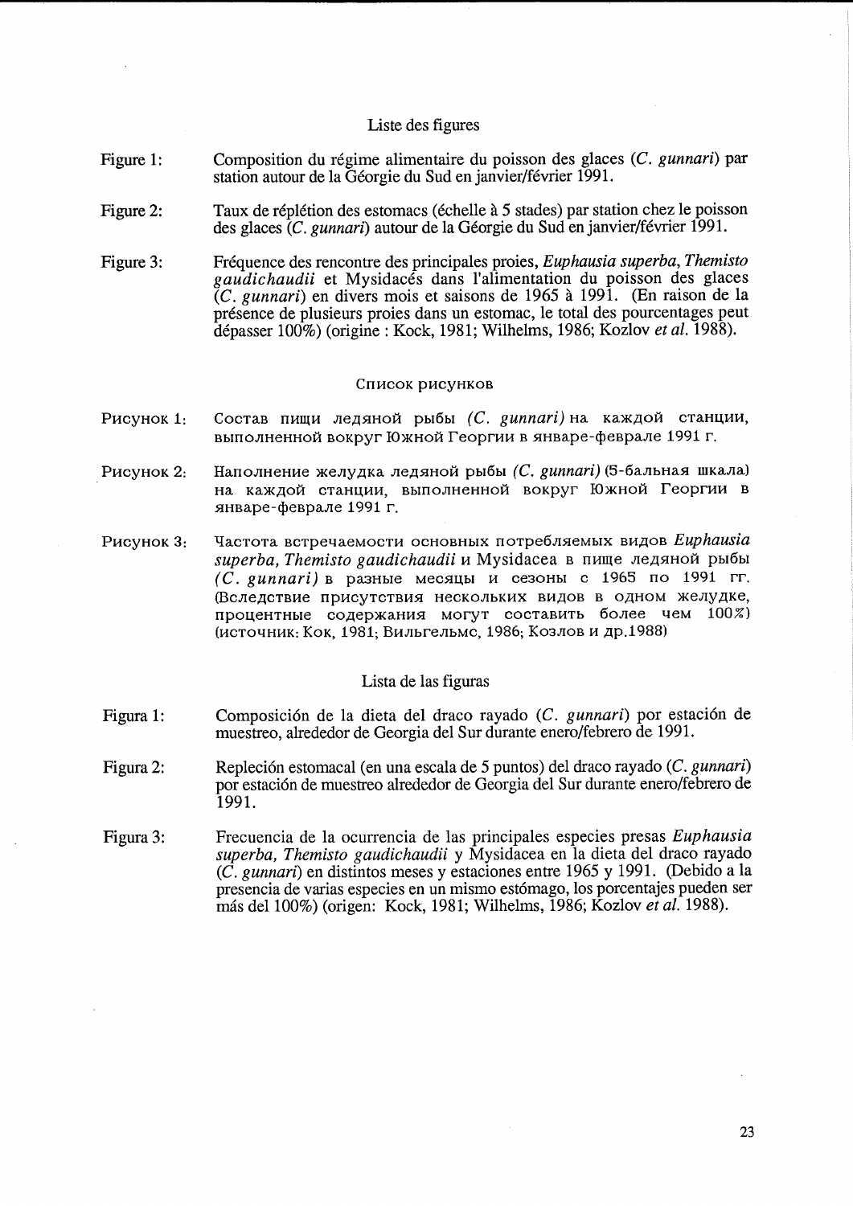## Liste des figures

Figure 1: Composition du régime alimentaire du poisson des glaces (*C. gunnari*) par station autour de la Géorgie du Sud en janvier/février 1991.

Figure 2: Taux de réplétion des estomacs (échelle à 5 stades) par station chez le poisson des glaces (*C. gunnari*) autour de la Géorgie du Sud en janvier/février 1991.

Figure 3: Fréquence des rencontre des principales proies, *Euphausia superba*, *Themisto gaudichaudii* et Mysidacés dans l'alimentation du poisson des glaces (*C. gunnari*) en divers mois et saisons de 1965 à 1991. (En raison de la présence de plusieurs proies dans un estomac, le total des pourcentages peut dépasser 100%) (origine : Kock, 1981; Wilhelms, 1986; Kozlov *et al.* 1988).

## Список рисунков

Рисунок 1: Состав пищи ледяной рыбы *(C. gunnari)* на каждой станции, выполненной вокруг Южной Георгии в январе-феврале 1991 г.

Рисунок 2: Наполнение желудка ледяной рыбы *(C. gunnari)* (5-бальная шкала) на каждой станции, выполненной вокруг Южной Георгии в январе-феврале 1991 г.

Рисунок 3: Частота встречаемости основных потребляемых видов *Euphausia superba*, *Themisto gaudichaudii* и Mysidacea в пище ледяной рыбы *(C. gunnari)* в разные месяцы и сезоны с 1965 по 1991 гг. (Вследствие присутствия нескольких видов в одном желудке, процентные содержания могут составить более чем 100%) (источник: Кок, 1981; Вильгельмс, 1986; Козлов и др.1988)

## Lista de las figuras

Figura 1: Composición de la dieta del draco rayado (*C. gunnari*) por estación de muestreo, alrededor de Georgia del Sur durante enero/febrero de 1991.

Figura 2: Repleción estomacal (en una escala de 5 puntos) del draco rayado (*C. gunnari*) por estación de muestreo alrededor de Georgia del Sur durante enero/febrero de 1991.

Figura 3: Frecuencia de la ocurrencia de las principales especies presas *Euphausia superba*, *Themisto gaudichaudii* y Mysidacea en la dieta del draco rayado (*C. gunnari*) en distintos meses y estaciones entre 1965 y 1991. (Debido a la presencia de varias especies en un mismo estómago, los porcentajes pueden ser más del 100%) (origen: Kock, 1981; Wilhelms, 1986; Kozlov *et al.* 1988).